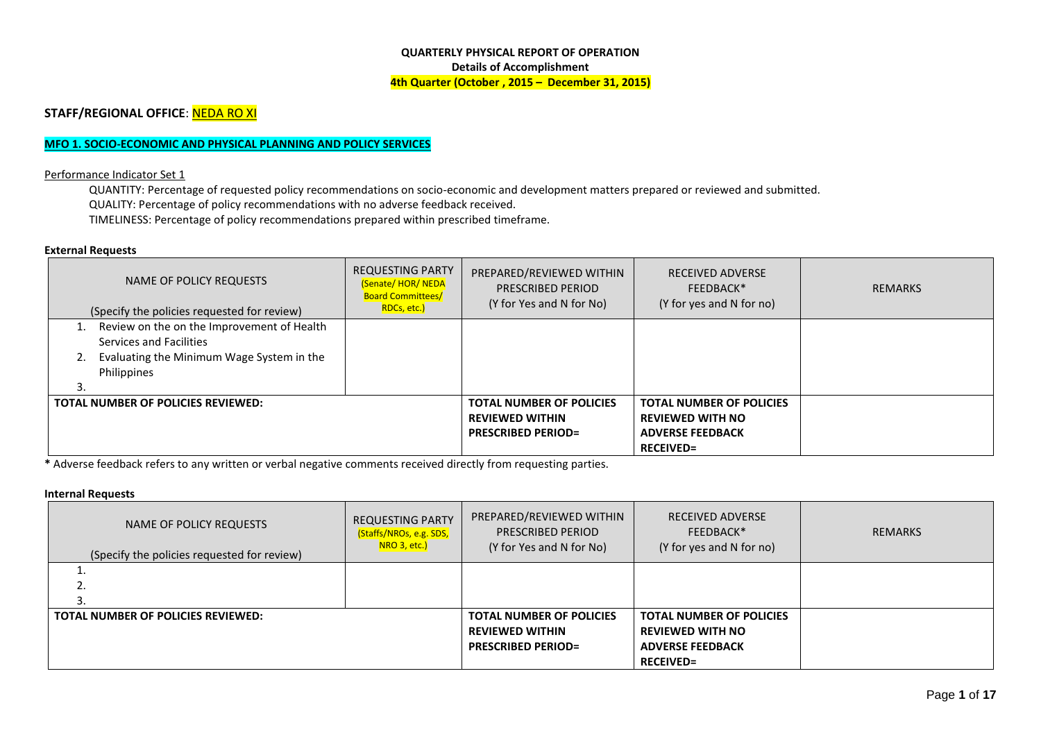**QUARTERLY PHYSICAL REPORT OF OPERATION**
**Details of Accomplishment**
**4th Quarter (October , 2015 – December 31, 2015)**

**STAFF/REGIONAL OFFICE**: NEDA RO XI

**MFO 1. SOCIO-ECONOMIC AND PHYSICAL PLANNING AND POLICY SERVICES**

Performance Indicator Set 1

QUANTITY: Percentage of requested policy recommendations on socio-economic and development matters prepared or reviewed and submitted.
QUALITY: Percentage of policy recommendations with no adverse feedback received.
TIMELINESS: Percentage of policy recommendations prepared within prescribed timeframe.

**External Requests**

| NAME OF POLICY REQUESTS (Specify the policies requested for review) | REQUESTING PARTY (Senate/ HOR/ NEDA Board Committees/ RDCs, etc.) | PREPARED/REVIEWED WITHIN PRESCRIBED PERIOD (Y for Yes and N for No) | RECEIVED ADVERSE FEEDBACK* (Y for yes and N for no) | REMARKS |
|---|---|---|---|---|
| 1. Review on the on the Improvement of Health Services and Facilities<br>2. Evaluating the Minimum Wage System in the Philippines<br>3. | | | | |
| **TOTAL NUMBER OF POLICIES REVIEWED:** | | **TOTAL NUMBER OF POLICIES REVIEWED WITHIN PRESCRIBED PERIOD=** | **TOTAL NUMBER OF POLICIES REVIEWED WITH NO ADVERSE FEEDBACK RECEIVED=** | |

**\*** Adverse feedback refers to any written or verbal negative comments received directly from requesting parties.

**Internal Requests**

| NAME OF POLICY REQUESTS (Specify the policies requested for review) | REQUESTING PARTY (Staffs/NROs, e.g. SDS, NRO 3, etc.) | PREPARED/REVIEWED WITHIN PRESCRIBED PERIOD (Y for Yes and N for No) | RECEIVED ADVERSE FEEDBACK* (Y for yes and N for no) | REMARKS |
|---|---|---|---|---|
| 1.<br>2.<br>3. | | | | |
| **TOTAL NUMBER OF POLICIES REVIEWED:** | | **TOTAL NUMBER OF POLICIES REVIEWED WITHIN PRESCRIBED PERIOD=** | **TOTAL NUMBER OF POLICIES REVIEWED WITH NO ADVERSE FEEDBACK RECEIVED=** | |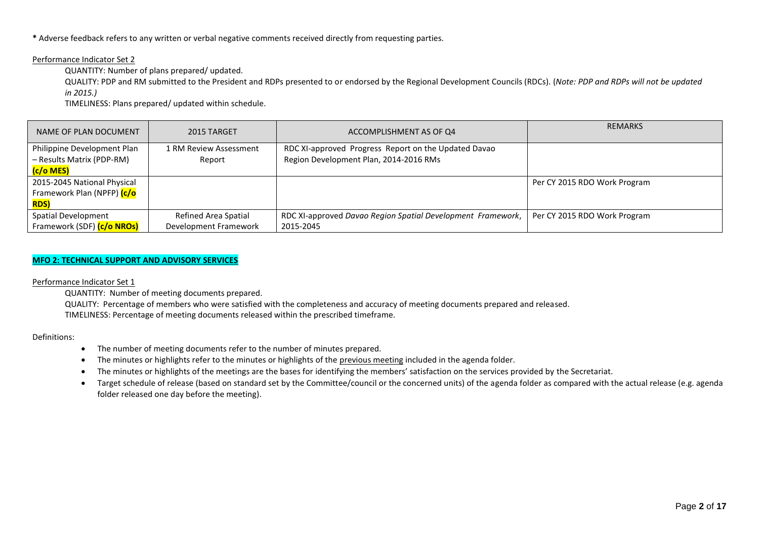**\*** Adverse feedback refers to any written or verbal negative comments received directly from requesting parties.

Performance Indicator Set 2

QUANTITY: Number of plans prepared/ updated.

QUALITY: PDP and RM submitted to the President and RDPs presented to or endorsed by the Regional Development Councils (RDCs). (*Note: PDP and RDPs will not be updated in 2015.)*

TIMELINESS: Plans prepared/ updated within schedule.

| NAME OF PLAN DOCUMENT | 2015 TARGET | ACCOMPLISHMENT AS OF Q4 | REMARKS |
|---|---|---|---|
| Philippine Development Plan – Results Matrix (PDP-RM) **(c/o MES)** | 1 RM Review Assessment Report | RDC XI-approved Progress Report on the Updated Davao Region Development Plan, 2014-2016 RMs | |
| 2015-2045 National Physical Framework Plan (NPFP) **(c/o RDS)** | | | Per CY 2015 RDO Work Program |
| Spatial Development Framework (SDF) **(c/o NROs)** | Refined Area Spatial Development Framework | RDC XI-approved *Davao Region Spatial Development Framework*, 2015-2045 | Per CY 2015 RDO Work Program |

**MFO 2: TECHNICAL SUPPORT AND ADVISORY SERVICES**

Performance Indicator Set 1

QUANTITY: Number of meeting documents prepared.

QUALITY: Percentage of members who were satisfied with the completeness and accuracy of meeting documents prepared and released.

TIMELINESS: Percentage of meeting documents released within the prescribed timeframe.

Definitions:

- The number of meeting documents refer to the number of minutes prepared.
- The minutes or highlights refer to the minutes or highlights of the previous meeting included in the agenda folder.
- The minutes or highlights of the meetings are the bases for identifying the members' satisfaction on the services provided by the Secretariat.
- Target schedule of release (based on standard set by the Committee/council or the concerned units) of the agenda folder as compared with the actual release (e.g. agenda folder released one day before the meeting).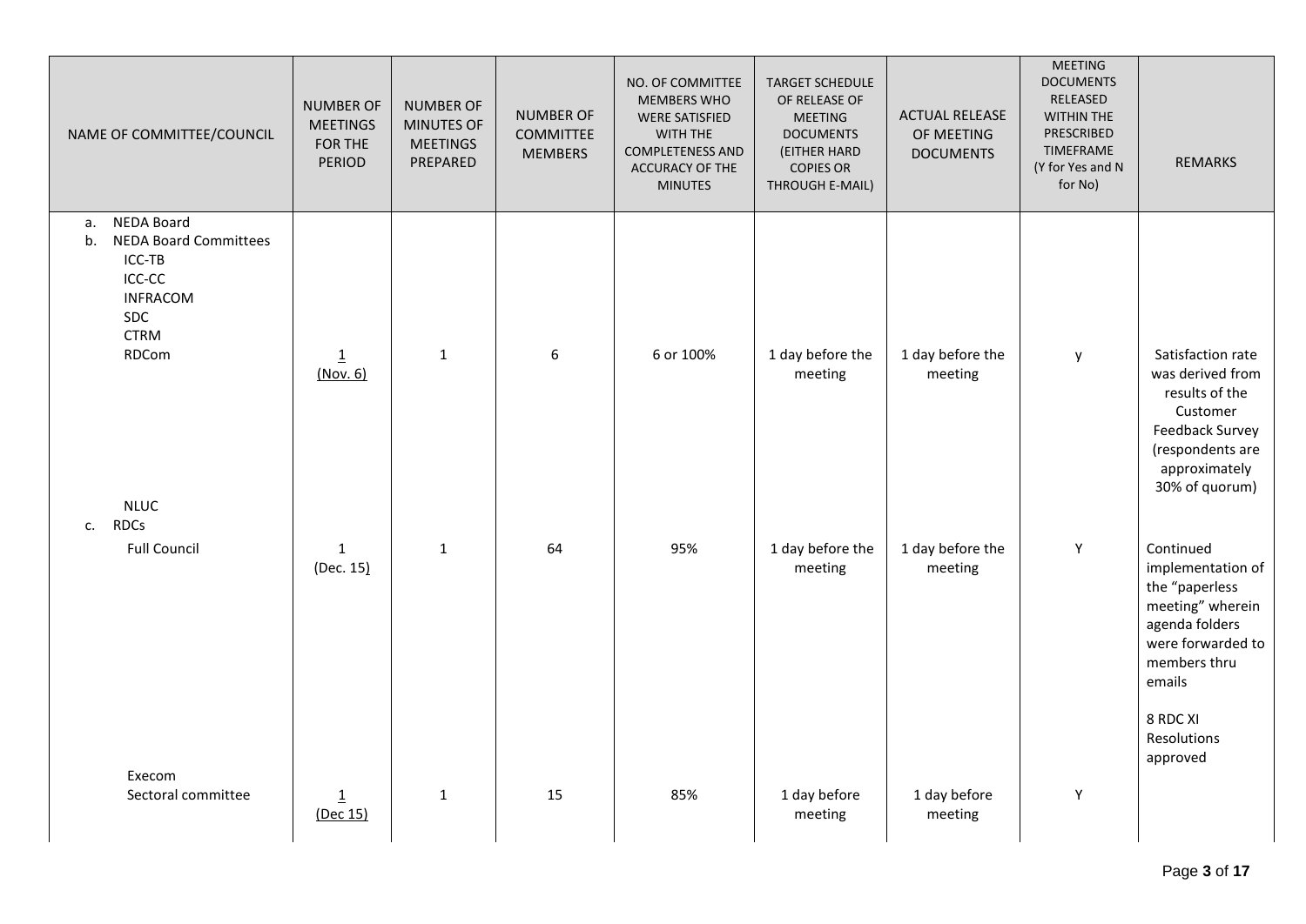| NAME OF COMMITTEE/COUNCIL | NUMBER OF MEETINGS FOR THE PERIOD | NUMBER OF MINUTES OF MEETINGS PREPARED | NUMBER OF COMMITTEE MEMBERS | NO. OF COMMITTEE MEMBERS WHO WERE SATISFIED WITH THE COMPLETENESS AND ACCURACY OF THE MINUTES | TARGET SCHEDULE OF RELEASE OF MEETING DOCUMENTS (EITHER HARD COPIES OR THROUGH E-MAIL) | ACTUAL RELEASE OF MEETING DOCUMENTS | MEETING DOCUMENTS RELEASED WITHIN THE PRESCRIBED TIMEFRAME (Y for Yes and N for No) | REMARKS |
|---|---|---|---|---|---|---|---|---|
| a. NEDA Board | | | | | | | | |
| b. NEDA Board Committees | | | | | | | | |
| ICC-TB | | | | | | | | |
| ICC-CC | | | | | | | | |
| INFRACOM | | | | | | | | |
| SDC | | | | | | | | |
| CTRM | | | | | | | | |
| RDCom | 1 (Nov. 6) | 1 | 6 | 6 or 100% | 1 day before the meeting | 1 day before the meeting | y | Satisfaction rate was derived from results of the Customer Feedback Survey (respondents are approximately 30% of quorum) |
| NLUC | | | | | | | | |
| c. RDCs | | | | | | | | |
| Full Council | 1 (Dec. 15) | 1 | 64 | 95% | 1 day before the meeting | 1 day before the meeting | Y | Continued implementation of the "paperless meeting" wherein agenda folders were forwarded to members thru emails<br><br>8 RDC XI Resolutions approved |
| Execom | | | | | | | | |
| Sectoral committee | 1 (Dec 15) | 1 | 15 | 85% | 1 day before meeting | 1 day before meeting | Y | |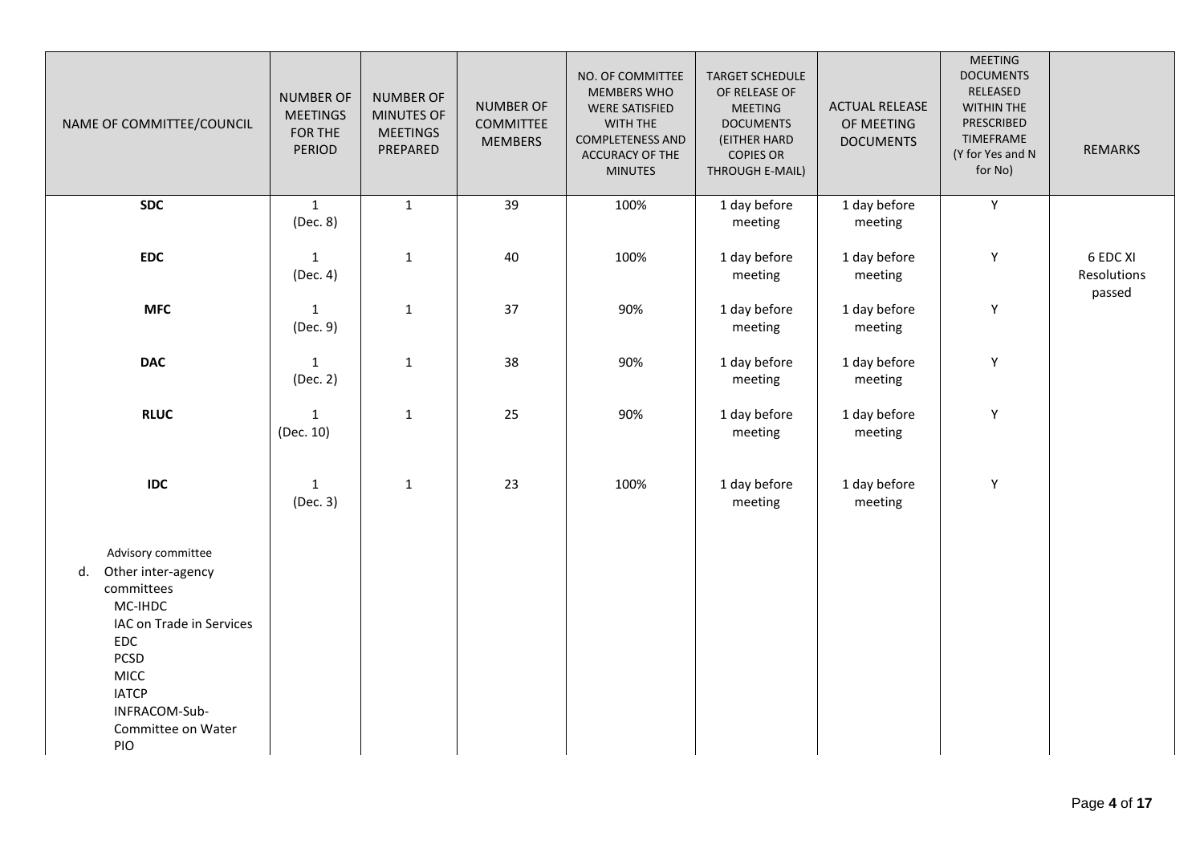| NAME OF COMMITTEE/COUNCIL | NUMBER OF MEETINGS FOR THE PERIOD | NUMBER OF MINUTES OF MEETINGS PREPARED | NUMBER OF COMMITTEE MEMBERS | NO. OF COMMITTEE MEMBERS WHO WERE SATISFIED WITH THE COMPLETENESS AND ACCURACY OF THE MINUTES | TARGET SCHEDULE OF RELEASE OF MEETING DOCUMENTS (EITHER HARD COPIES OR THROUGH E-MAIL) | ACTUAL RELEASE OF MEETING DOCUMENTS | MEETING DOCUMENTS RELEASED WITHIN THE PRESCRIBED TIMEFRAME (Y for Yes and N for No) | REMARKS |
|---|---|---|---|---|---|---|---|---|
| **SDC** | 1 (Dec. 8) | 1 | 39 | 100% | 1 day before meeting | 1 day before meeting | Y | |
| **EDC** | 1 (Dec. 4) | 1 | 40 | 100% | 1 day before meeting | 1 day before meeting | Y | 6 EDC XI Resolutions passed |
| **MFC** | 1 (Dec. 9) | 1 | 37 | 90% | 1 day before meeting | 1 day before meeting | Y | |
| **DAC** | 1 (Dec. 2) | 1 | 38 | 90% | 1 day before meeting | 1 day before meeting | Y | |
| **RLUC** | 1 (Dec. 10) | 1 | 25 | 90% | 1 day before meeting | 1 day before meeting | Y | |
| **IDC** | 1 (Dec. 3) | 1 | 23 | 100% | 1 day before meeting | 1 day before meeting | Y | |
| Advisory committee<br>d. Other inter-agency committees<br>MC-IHDC<br>IAC on Trade in Services<br>EDC<br>PCSD<br>MICC<br>IATCP<br>INFRACOM-Sub-Committee on Water<br>PIO | | | | | | | | |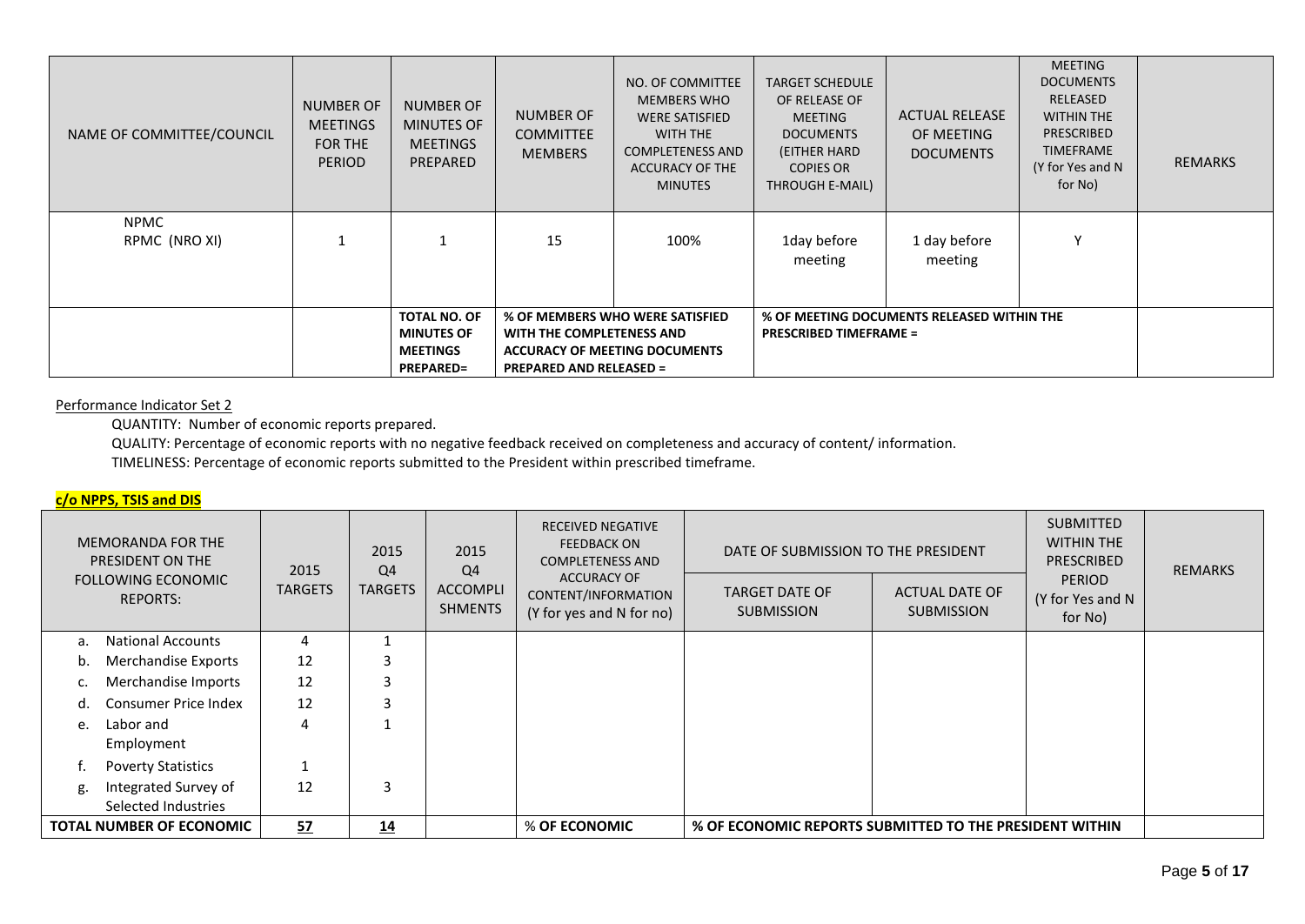| NAME OF COMMITTEE/COUNCIL | NUMBER OF MEETINGS FOR THE PERIOD | NUMBER OF MINUTES OF MEETINGS PREPARED | NUMBER OF COMMITTEE MEMBERS | NO. OF COMMITTEE MEMBERS WHO WERE SATISFIED WITH THE COMPLETENESS AND ACCURACY OF THE MINUTES | TARGET SCHEDULE OF RELEASE OF MEETING DOCUMENTS (EITHER HARD COPIES OR THROUGH E-MAIL) | ACTUAL RELEASE OF MEETING DOCUMENTS | MEETING DOCUMENTS RELEASED WITHIN THE PRESCRIBED TIMEFRAME (Y for Yes and N for No) | REMARKS |
|---|---|---|---|---|---|---|---|---|
| NPMC<br>RPMC (NRO XI) | 1 | 1 | 15 | 100% | 1day before meeting | 1 day before meeting | Y | |
| | | **TOTAL NO. OF MINUTES OF MEETINGS PREPARED=** | **% OF MEMBERS WHO WERE SATISFIED WITH THE COMPLETENESS AND ACCURACY OF MEETING DOCUMENTS PREPARED AND RELEASED =** | | **% OF MEETING DOCUMENTS RELEASED WITHIN THE PRESCRIBED TIMEFRAME =** | | | |

Performance Indicator Set 2

QUANTITY: Number of economic reports prepared.

QUALITY: Percentage of economic reports with no negative feedback received on completeness and accuracy of content/ information.

TIMELINESS: Percentage of economic reports submitted to the President within prescribed timeframe.

**c/o NPPS, TSIS and DIS**

| MEMORANDA FOR THE PRESIDENT ON THE FOLLOWING ECONOMIC REPORTS: | 2015 TARGETS | 2015 Q4 TARGETS | 2015 Q4 ACCOMPLISHMENTS | RECEIVED NEGATIVE FEEDBACK ON COMPLETENESS AND ACCURACY OF CONTENT/INFORMATION (Y for yes and N for no) | DATE OF SUBMISSION TO THE PRESIDENT | | SUBMITTED WITHIN THE PRESCRIBED PERIOD (Y for Yes and N for No) | REMARKS |
|---|---|---|---|---|---|---|---|---|
| | | | | | TARGET DATE OF SUBMISSION | ACTUAL DATE OF SUBMISSION | | |
| a. National Accounts | 4 | 1 | | | | | | |
| b. Merchandise Exports | 12 | 3 | | | | | | |
| c. Merchandise Imports | 12 | 3 | | | | | | |
| d. Consumer Price Index | 12 | 3 | | | | | | |
| e. Labor and Employment | 4 | 1 | | | | | | |
| f. Poverty Statistics | 1 | | | | | | | |
| g. Integrated Survey of Selected Industries | 12 | 3 | | | | | | |
| **TOTAL NUMBER OF ECONOMIC** | **57** | **14** | | % **OF ECONOMIC** | **% OF ECONOMIC REPORTS SUBMITTED TO THE PRESIDENT WITHIN** | | | |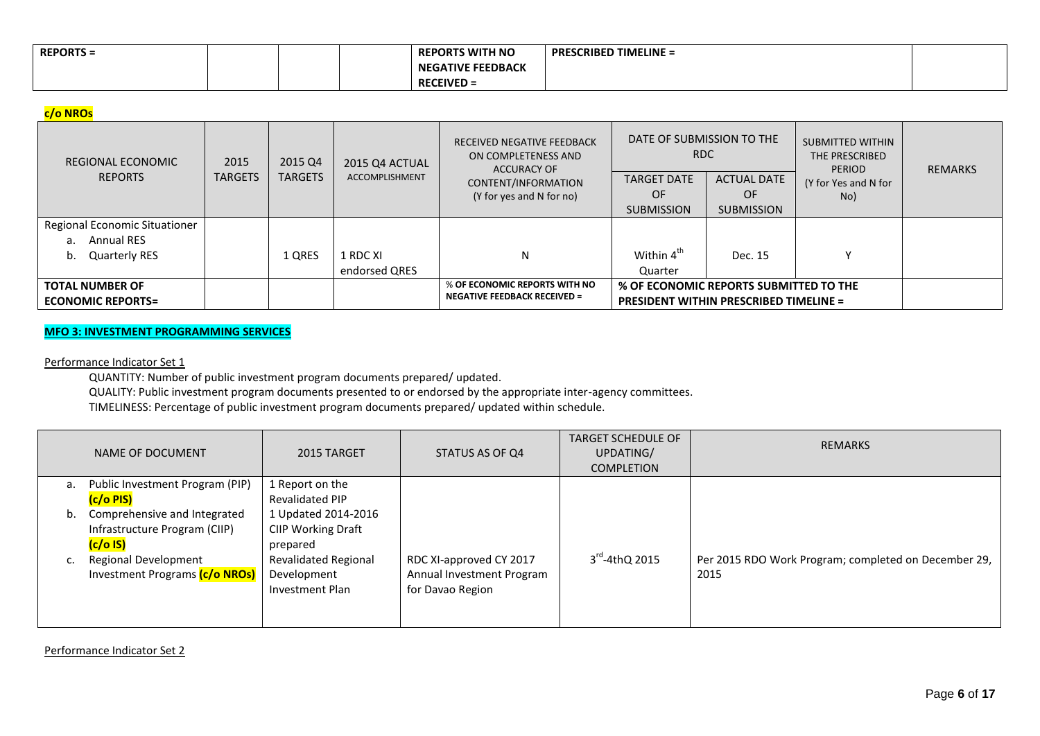| REPORTS = | | | | REPORTS WITH NO NEGATIVE FEEDBACK RECEIVED = | PRESCRIBED TIMELINE = | |
|---|---|---|---|---|---|---|

**c/o NROs**

| REGIONAL ECONOMIC REPORTS | 2015 TARGETS | 2015 Q4 TARGETS | 2015 Q4 ACTUAL ACCOMPLISHMENT | RECEIVED NEGATIVE FEEDBACK ON COMPLETENESS AND ACCURACY OF CONTENT/INFORMATION (Y for yes and N for no) | DATE OF SUBMISSION TO THE RDC | | SUBMITTED WITHIN THE PRESCRIBED PERIOD (Y for Yes and N for No) | REMARKS |
|---|---|---|---|---|---|---|---|---|
| | | | | | TARGET DATE OF SUBMISSION | ACTUAL DATE OF SUBMISSION | | |
| Regional Economic Situationer<br>a. Annual RES<br>b. Quarterly RES | | 1 QRES | 1 RDC XI endorsed QRES | N | Within 4th Quarter | Dec. 15 | Y | |
| **TOTAL NUMBER OF ECONOMIC REPORTS=** | | | | **% OF ECONOMIC REPORTS WITH NO NEGATIVE FEEDBACK RECEIVED =** | **% OF ECONOMIC REPORTS SUBMITTED TO THE PRESIDENT WITHIN PRESCRIBED TIMELINE =** | | | |

**MFO 3: INVESTMENT PROGRAMMING SERVICES**

Performance Indicator Set 1

QUANTITY: Number of public investment program documents prepared/ updated.
QUALITY: Public investment program documents presented to or endorsed by the appropriate inter-agency committees.
TIMELINESS: Percentage of public investment program documents prepared/ updated within schedule.

| NAME OF DOCUMENT | 2015 TARGET | STATUS AS OF Q4 | TARGET SCHEDULE OF UPDATING/ COMPLETION | REMARKS |
|---|---|---|---|---|
| a. Public Investment Program (PIP) **(c/o PIS)**<br>b. Comprehensive and Integrated Infrastructure Program (CIIP) **(c/o IS)**<br>c. Regional Development Investment Programs **(c/o NROs)** | 1 Report on the Revalidated PIP<br>1 Updated 2014-2016 CIIP Working Draft prepared<br>Revalidated Regional Development Investment Plan | RDC XI-approved CY 2017 Annual Investment Program for Davao Region | 3rd-4thQ 2015 | Per 2015 RDO Work Program; completed on December 29, 2015 |

Performance Indicator Set 2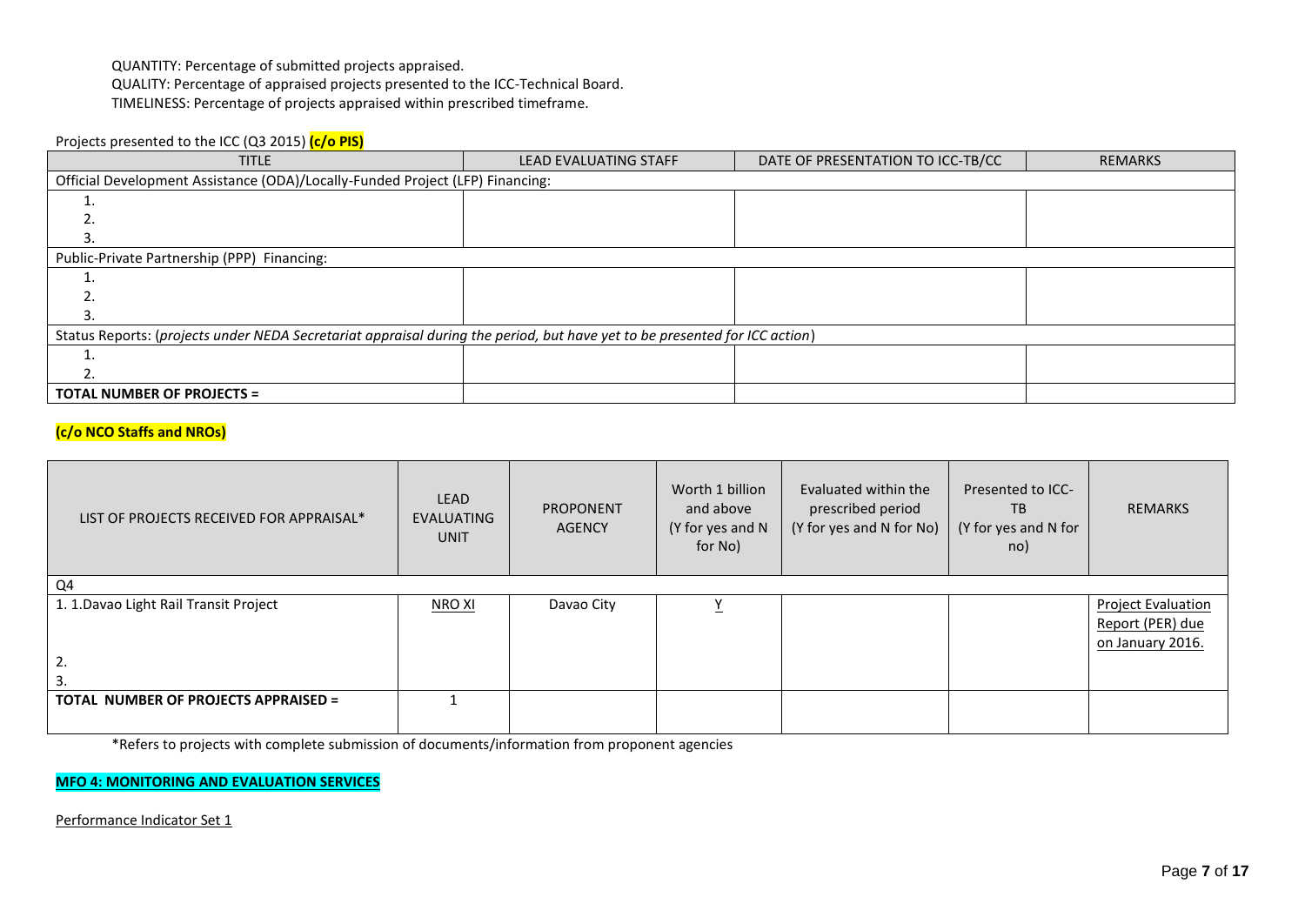QUANTITY: Percentage of submitted projects appraised.
QUALITY: Percentage of appraised projects presented to the ICC-Technical Board.
TIMELINESS: Percentage of projects appraised within prescribed timeframe.

Projects presented to the ICC (Q3 2015) **(c/o PIS)**

| TITLE | LEAD EVALUATING STAFF | DATE OF PRESENTATION TO ICC-TB/CC | REMARKS |
|---|---|---|---|
| Official Development Assistance (ODA)/Locally-Funded Project (LFP) Financing: | | | |
| 1. | | | |
| 2. | | | |
| 3. | | | |
| Public-Private Partnership (PPP) Financing: | | | |
| 1. | | | |
| 2. | | | |
| 3. | | | |
| Status Reports: (*projects under NEDA Secretariat appraisal during the period, but have yet to be presented for ICC action*) | | | |
| 1. | | | |
| 2. | | | |
| **TOTAL NUMBER OF PROJECTS =** | | | |

**(c/o NCO Staffs and NROs)**

| LIST OF PROJECTS RECEIVED FOR APPRAISAL* | LEAD EVALUATING UNIT | PROPONENT AGENCY | Worth 1 billion and above (Y for yes and N for No) | Evaluated within the prescribed period (Y for yes and N for No) | Presented to ICC-TB (Y for yes and N for no) | REMARKS |
|---|---|---|---|---|---|---|
| Q4 | | | | | | |
| 1. 1.Davao Light Rail Transit Project | NRO XI | Davao City | Y | | | Project Evaluation Report (PER) due on January 2016. |
| 2. | | | | | | |
| 3. | | | | | | |
| **TOTAL NUMBER OF PROJECTS APPRAISED =** | 1 | | | | | |

*Refers to projects with complete submission of documents/information from proponent agencies

**MFO 4: MONITORING AND EVALUATION SERVICES**

Performance Indicator Set 1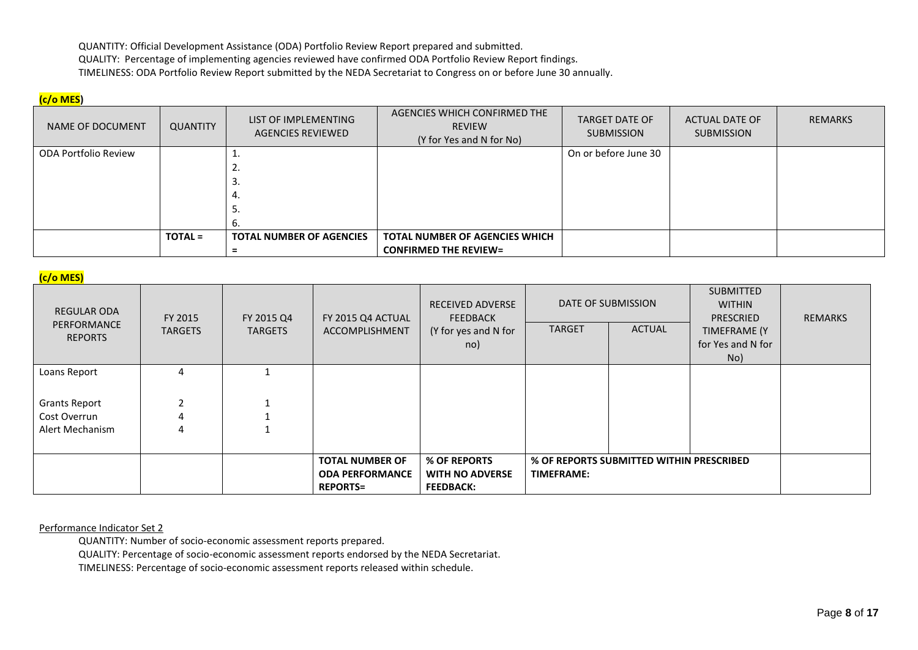QUANTITY: Official Development Assistance (ODA) Portfolio Review Report prepared and submitted.
QUALITY: Percentage of implementing agencies reviewed have confirmed ODA Portfolio Review Report findings.
TIMELINESS: ODA Portfolio Review Report submitted by the NEDA Secretariat to Congress on or before June 30 annually.

**(c/o MES)**

| NAME OF DOCUMENT | QUANTITY | LIST OF IMPLEMENTING AGENCIES REVIEWED | AGENCIES WHICH CONFIRMED THE REVIEW (Y for Yes and N for No) | TARGET DATE OF SUBMISSION | ACTUAL DATE OF SUBMISSION | REMARKS |
|---|---|---|---|---|---|---|
| ODA Portfolio Review | | 1.<br>2.<br>3.<br>4.<br>5.<br>6. | | On or before June 30 | | |
| | **TOTAL =** | **TOTAL NUMBER OF AGENCIES =** | **TOTAL NUMBER OF AGENCIES WHICH CONFIRMED THE REVIEW=** | | | |

**(c/o MES)**

| REGULAR ODA PERFORMANCE REPORTS | FY 2015 TARGETS | FY 2015 Q4 TARGETS | FY 2015 Q4 ACTUAL ACCOMPLISHMENT | RECEIVED ADVERSE FEEDBACK (Y for yes and N for no) | DATE OF SUBMISSION | | SUBMITTED WITHIN PRESCRIED TIMEFRAME (Y for Yes and N for No) | REMARKS |
|---|---|---|---|---|---|---|---|---|
| | | | | | TARGET | ACTUAL | | |
| Loans Report | 4 | 1 | | | | | | |
| Grants Report<br>Cost Overrun<br>Alert Mechanism | 2<br>4<br>4 | 1<br>1<br>1 | | | | | | |
| | | | **TOTAL NUMBER OF ODA PERFORMANCE REPORTS=** | **% OF REPORTS WITH NO ADVERSE FEEDBACK:** | **% OF REPORTS SUBMITTED WITHIN PRESCRIBED TIMEFRAME:** | | | |

<u>Performance Indicator Set 2</u>

QUANTITY: Number of socio-economic assessment reports prepared.
QUALITY: Percentage of socio-economic assessment reports endorsed by the NEDA Secretariat.
TIMELINESS: Percentage of socio-economic assessment reports released within schedule.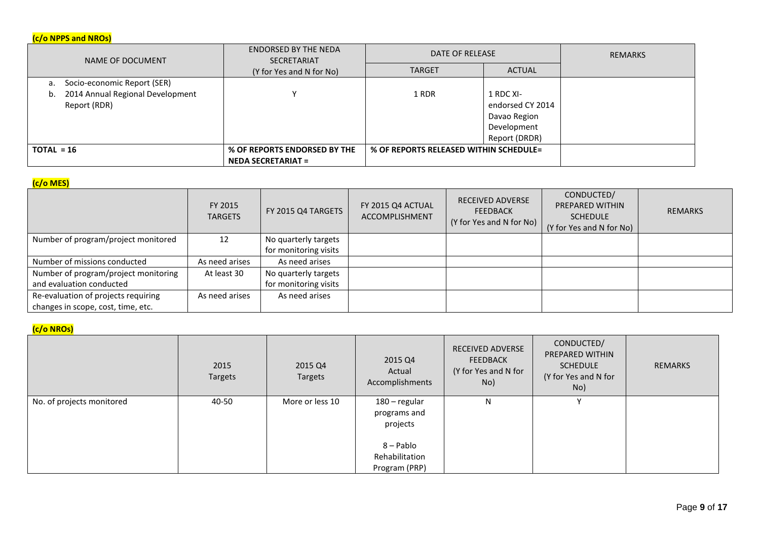**(c/o NPPS and NROs)**

| NAME OF DOCUMENT | ENDORSED BY THE NEDA SECRETARIAT (Y for Yes and N for No) | DATE OF RELEASE | | REMARKS |
|---|---|---|---|---|
| | | TARGET | ACTUAL | |
| a. Socio-economic Report (SER)<br>b. 2014 Annual Regional Development Report (RDR) | Y | 1 RDR | 1 RDC XI-endorsed CY 2014 Davao Region Development Report (DRDR) | |
| **TOTAL = 16** | **% OF REPORTS ENDORSED BY THE NEDA SECRETARIAT =** | **% OF REPORTS RELEASED WITHIN SCHEDULE=** | | |

**(c/o MES)**

| | FY 2015 TARGETS | FY 2015 Q4 TARGETS | FY 2015 Q4 ACTUAL ACCOMPLISHMENT | RECEIVED ADVERSE FEEDBACK (Y for Yes and N for No) | CONDUCTED/ PREPARED WITHIN SCHEDULE (Y for Yes and N for No) | REMARKS |
|---|---|---|---|---|---|---|
| Number of program/project monitored | 12 | No quarterly targets for monitoring visits | | | | |
| Number of missions conducted | As need arises | As need arises | | | | |
| Number of program/project monitoring and evaluation conducted | At least 30 | No quarterly targets for monitoring visits | | | | |
| Re-evaluation of projects requiring changes in scope, cost, time, etc. | As need arises | As need arises | | | | |

**(c/o NROs)**

| | 2015 Targets | 2015 Q4 Targets | 2015 Q4 Actual Accomplishments | RECEIVED ADVERSE FEEDBACK (Y for Yes and N for No) | CONDUCTED/ PREPARED WITHIN SCHEDULE (Y for Yes and N for No) | REMARKS |
|---|---|---|---|---|---|---|
| No. of projects monitored | 40-50 | More or less 10 | 180 – regular programs and projects<br><br>8 – Pablo Rehabilitation Program (PRP) | N | Y | |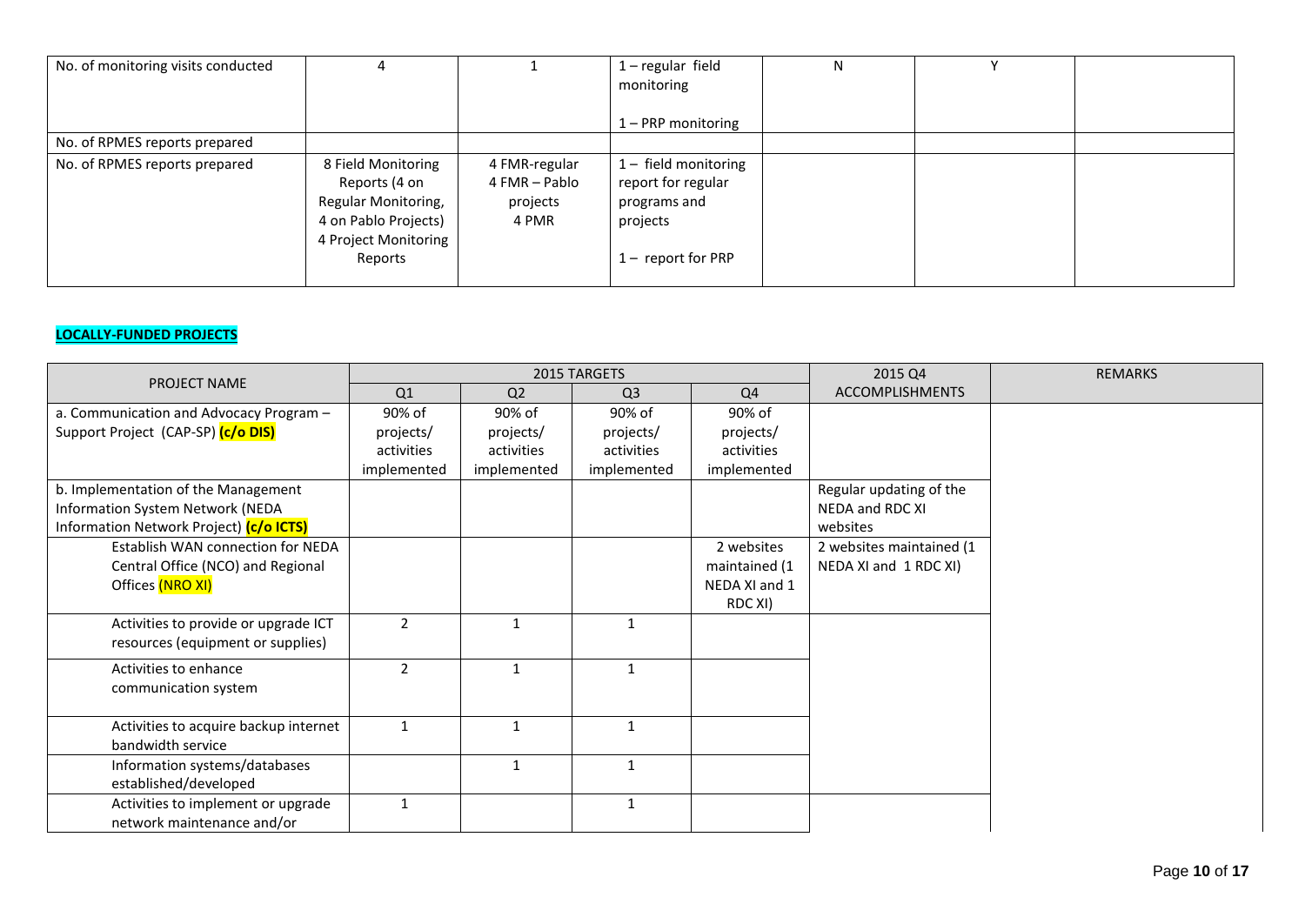| | | | | | | |
|---|---|---|---|---|---|---|
| No. of monitoring visits conducted | 4 | 1 | 1 – regular field monitoring<br><br>1 – PRP monitoring | N | Y | |
| No. of RPMES reports prepared | | | | | | |
| No. of RPMES reports prepared | 8 Field Monitoring Reports (4 on Regular Monitoring, 4 on Pablo Projects)<br>4 Project Monitoring Reports | 4 FMR-regular<br>4 FMR – Pablo projects<br>4 PMR | 1 – field monitoring report for regular programs and projects<br><br>1 – report for PRP | | | |

**LOCALLY-FUNDED PROJECTS**

| PROJECT NAME | 2015 TARGETS | | | | 2015 Q4 ACCOMPLISHMENTS | REMARKS |
|---|---|---|---|---|---|---|
| | Q1 | Q2 | Q3 | Q4 | | |
| a. Communication and Advocacy Program – Support Project (CAP-SP) **(c/o DIS)** | 90% of projects/ activities implemented | 90% of projects/ activities implemented | 90% of projects/ activities implemented | 90% of projects/ activities implemented | | |
| b. Implementation of the Management Information System Network (NEDA Information Network Project) **(c/o ICTS)** | | | | | Regular updating of the NEDA and RDC XI websites | |
| Establish WAN connection for NEDA Central Office (NCO) and Regional Offices (NRO XI) | | | | 2 websites maintained (1 NEDA XI and 1 RDC XI) | 2 websites maintained (1 NEDA XI and 1 RDC XI) | |
| Activities to provide or upgrade ICT resources (equipment or supplies) | 2 | 1 | 1 | | | |
| Activities to enhance communication system | 2 | 1 | 1 | | | |
| Activities to acquire backup internet bandwidth service | 1 | 1 | 1 | | | |
| Information systems/databases established/developed | | 1 | 1 | | | |
| Activities to implement or upgrade network maintenance and/or | 1 | | 1 | | | |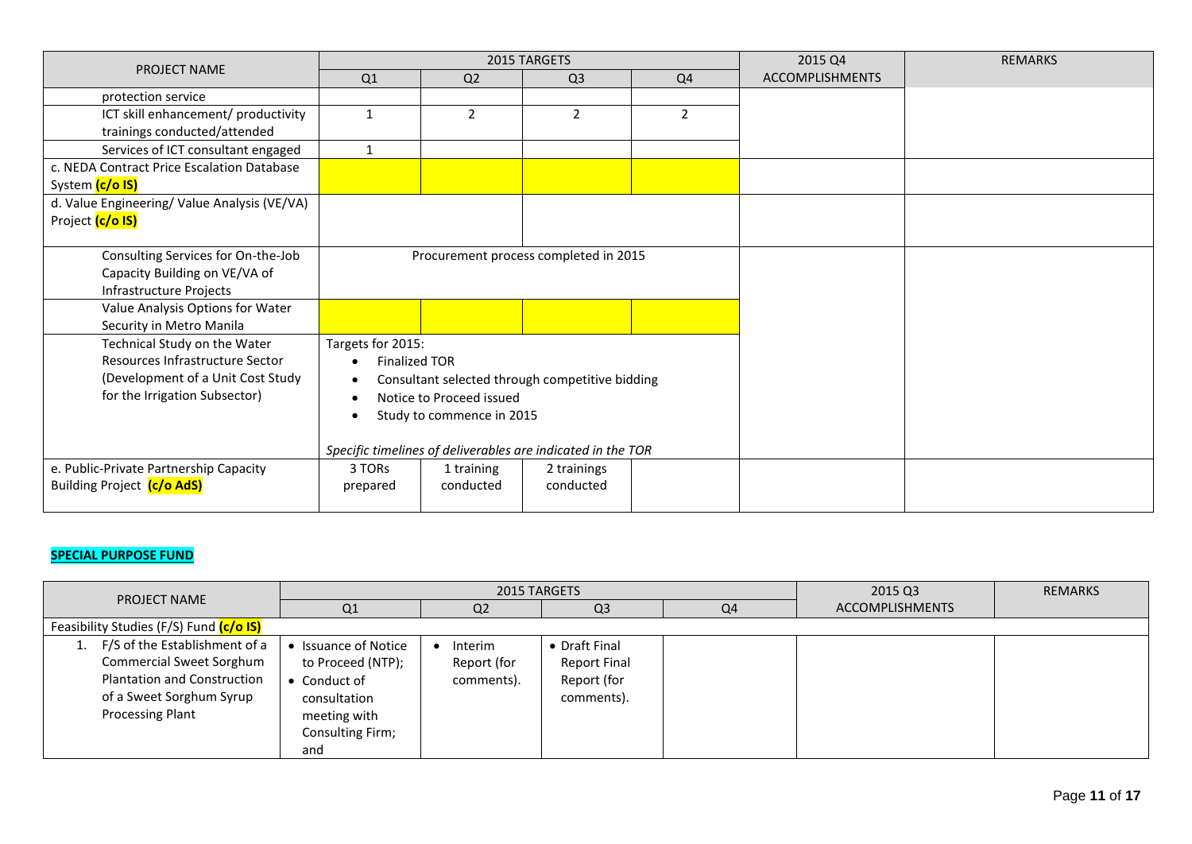| PROJECT NAME | 2015 TARGETS | | | | 2015 Q4 ACCOMPLISHMENTS | REMARKS |
|---|---|---|---|---|---|---|
| | Q1 | Q2 | Q3 | Q4 | | |
| protection service | | | | | | |
| ICT skill enhancement/ productivity trainings conducted/attended | 1 | 2 | 2 | 2 | | |
| Services of ICT consultant engaged | 1 | | | | | |
| c. NEDA Contract Price Escalation Database System **(c/o IS)** | | | | | | |
| d. Value Engineering/ Value Analysis (VE/VA) Project **(c/o IS)** | | | | | | |
| Consulting Services for On-the-Job Capacity Building on VE/VA of Infrastructure Projects | Procurement process completed in 2015 | | | | | |
| Value Analysis Options for Water Security in Metro Manila | | | | | | |
| Technical Study on the Water Resources Infrastructure Sector (Development of a Unit Cost Study for the Irrigation Subsector) | Targets for 2015:<br>• Finalized TOR<br>• Consultant selected through competitive bidding<br>• Notice to Proceed issued<br>• Study to commence in 2015<br><br>*Specific timelines of deliverables are indicated in the TOR* | | | | | |
| e. Public-Private Partnership Capacity Building Project **(c/o AdS)** | 3 TORs prepared | 1 training conducted | 2 trainings conducted | | | |

**SPECIAL PURPOSE FUND**

| PROJECT NAME | 2015 TARGETS | | | | 2015 Q3 ACCOMPLISHMENTS | REMARKS |
|---|---|---|---|---|---|---|
| | Q1 | Q2 | Q3 | Q4 | | |
| Feasibility Studies (F/S) Fund **(c/o IS)** | | | | | | |
| 1. F/S of the Establishment of a Commercial Sweet Sorghum Plantation and Construction of a Sweet Sorghum Syrup Processing Plant | • Issuance of Notice to Proceed (NTP);<br>• Conduct of consultation meeting with Consulting Firm; and | • Interim Report (for comments). | • Draft Final Report Final Report (for comments). | | | |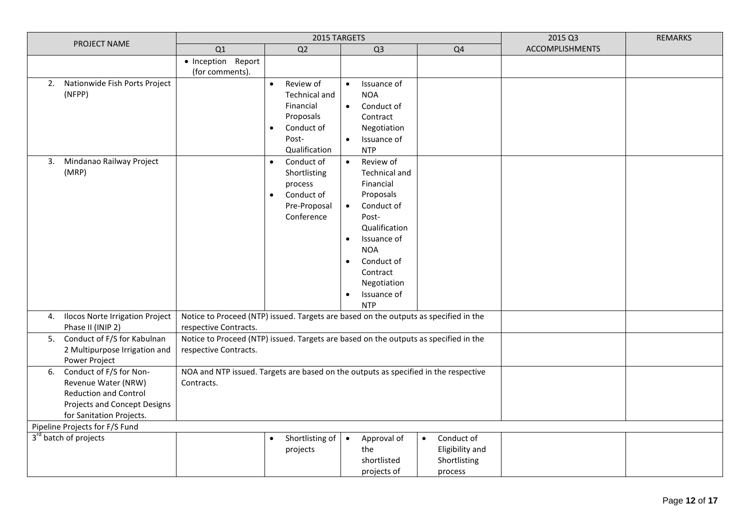| PROJECT NAME | 2015 TARGETS | | | | 2015 Q3 ACCOMPLISHMENTS | REMARKS |
|---|---|---|---|---|---|---|
| | Q1 | Q2 | Q3 | Q4 | | |
| | • Inception Report (for comments). | | | | | |
| 2. Nationwide Fish Ports Project (NFPP) | | • Review of Technical and Financial Proposals<br>• Conduct of Post-Qualification | • Issuance of NOA<br>• Conduct of Contract Negotiation<br>• Issuance of NTP | | | |
| 3. Mindanao Railway Project (MRP) | | • Conduct of Shortlisting process<br>• Conduct of Pre-Proposal Conference | • Review of Technical and Financial Proposals<br>• Conduct of Post-Qualification<br>• Issuance of NOA<br>• Conduct of Contract Negotiation<br>• Issuance of NTP | | | |
| 4. Ilocos Norte Irrigation Project Phase II (INIP 2) | Notice to Proceed (NTP) issued. Targets are based on the outputs as specified in the respective Contracts. | | | | | |
| 5. Conduct of F/S for Kabulnan 2 Multipurpose Irrigation and Power Project | Notice to Proceed (NTP) issued. Targets are based on the outputs as specified in the respective Contracts. | | | | | |
| 6. Conduct of F/S for Non-Revenue Water (NRW) Reduction and Control Projects and Concept Designs for Sanitation Projects. | NOA and NTP issued. Targets are based on the outputs as specified in the respective Contracts. | | | | | |
| Pipeline Projects for F/S Fund | | | | | | |
| 3rd batch of projects | | • Shortlisting of projects | • Approval of the shortlisted projects of | • Conduct of Eligibility and Shortlisting process | | |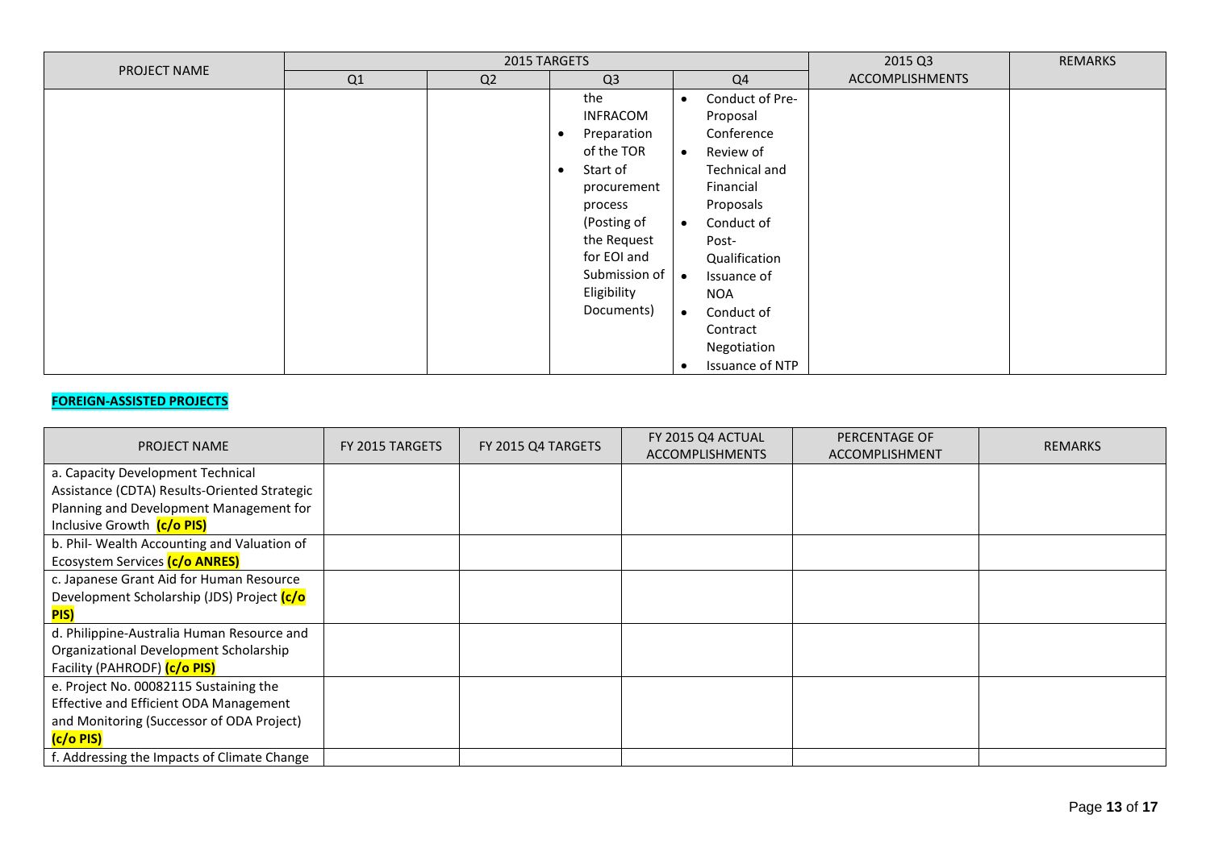| PROJECT NAME | 2015 TARGETS | | | | 2015 Q3 ACCOMPLISHMENTS | REMARKS |
|---|---|---|---|---|---|---|
| | Q1 | Q2 | Q3 | Q4 | | |
| | | | the INFRACOM<br>• Preparation of the TOR<br>• Start of procurement process (Posting of the Request for EOI and Submission of Eligibility Documents) | • Conduct of Pre-Proposal Conference<br>• Review of Technical and Financial Proposals<br>• Conduct of Post-Qualification<br>• Issuance of NOA<br>• Conduct of Contract Negotiation<br>• Issuance of NTP | | |

**FOREIGN-ASSISTED PROJECTS**

| PROJECT NAME | FY 2015 TARGETS | FY 2015 Q4 TARGETS | FY 2015 Q4 ACTUAL ACCOMPLISHMENTS | PERCENTAGE OF ACCOMPLISHMENT | REMARKS |
|---|---|---|---|---|---|
| a. Capacity Development Technical Assistance (CDTA) Results-Oriented Strategic Planning and Development Management for Inclusive Growth **(c/o PIS)** | | | | | |
| b. Phil- Wealth Accounting and Valuation of Ecosystem Services **(c/o ANRES)** | | | | | |
| c. Japanese Grant Aid for Human Resource Development Scholarship (JDS) Project **(c/o PIS)** | | | | | |
| d. Philippine-Australia Human Resource and Organizational Development Scholarship Facility (PAHRODF) **(c/o PIS)** | | | | | |
| e. Project No. 00082115 Sustaining the Effective and Efficient ODA Management and Monitoring (Successor of ODA Project) **(c/o PIS)** | | | | | |
| f. Addressing the Impacts of Climate Change | | | | | |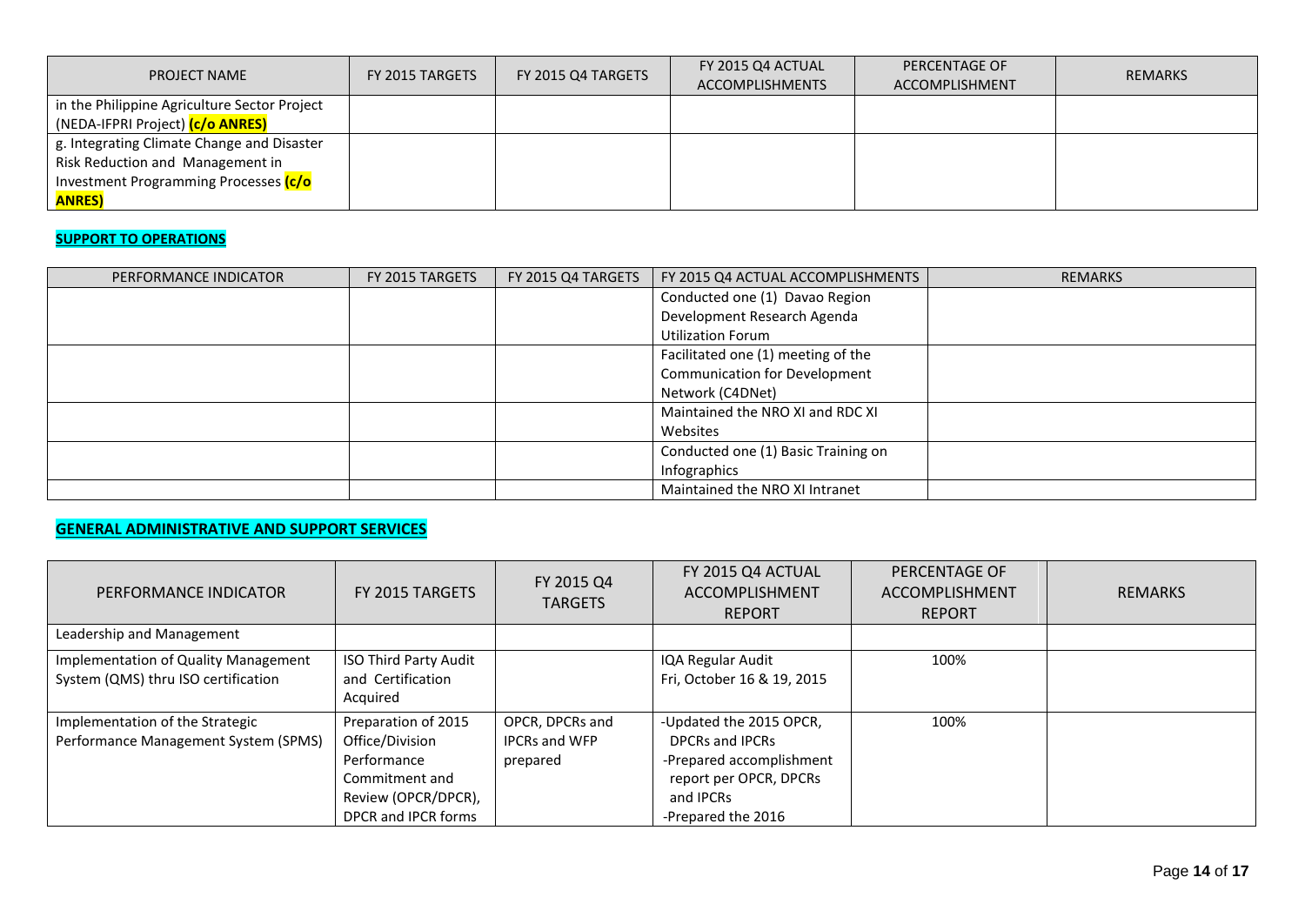| PROJECT NAME | FY 2015 TARGETS | FY 2015 Q4 TARGETS | FY 2015 Q4 ACTUAL ACCOMPLISHMENTS | PERCENTAGE OF ACCOMPLISHMENT | REMARKS |
|---|---|---|---|---|---|
| in the Philippine Agriculture Sector Project (NEDA-IFPRI Project) **(c/o ANRES)** | | | | | |
| g. Integrating Climate Change and Disaster Risk Reduction and Management in Investment Programming Processes **(c/o ANRES)** | | | | | |

**SUPPORT TO OPERATIONS**

| PERFORMANCE INDICATOR | FY 2015 TARGETS | FY 2015 Q4 TARGETS | FY 2015 Q4 ACTUAL ACCOMPLISHMENTS | REMARKS |
|---|---|---|---|---|
| | | | Conducted one (1) Davao Region Development Research Agenda Utilization Forum | |
| | | | Facilitated one (1) meeting of the Communication for Development Network (C4DNet) | |
| | | | Maintained the NRO XI and RDC XI Websites | |
| | | | Conducted one (1) Basic Training on Infographics | |
| | | | Maintained the NRO XI Intranet | |

**GENERAL ADMINISTRATIVE AND SUPPORT SERVICES**

| PERFORMANCE INDICATOR | FY 2015 TARGETS | FY 2015 Q4 TARGETS | FY 2015 Q4 ACTUAL ACCOMPLISHMENT REPORT | PERCENTAGE OF ACCOMPLISHMENT REPORT | REMARKS |
|---|---|---|---|---|---|
| Leadership and Management | | | | | |
| Implementation of Quality Management System (QMS) thru ISO certification | ISO Third Party Audit and Certification Acquired | | IQA Regular Audit Fri, October 16 & 19, 2015 | 100% | |
| Implementation of the Strategic Performance Management System (SPMS) | Preparation of 2015 Office/Division Performance Commitment and Review (OPCR/DPCR), DPCR and IPCR forms | OPCR, DPCRs and IPCRs and WFP prepared | -Updated the 2015 OPCR, DPCRs and IPCRs<br>-Prepared accomplishment report per OPCR, DPCRs and IPCRs<br>-Prepared the 2016 | 100% | |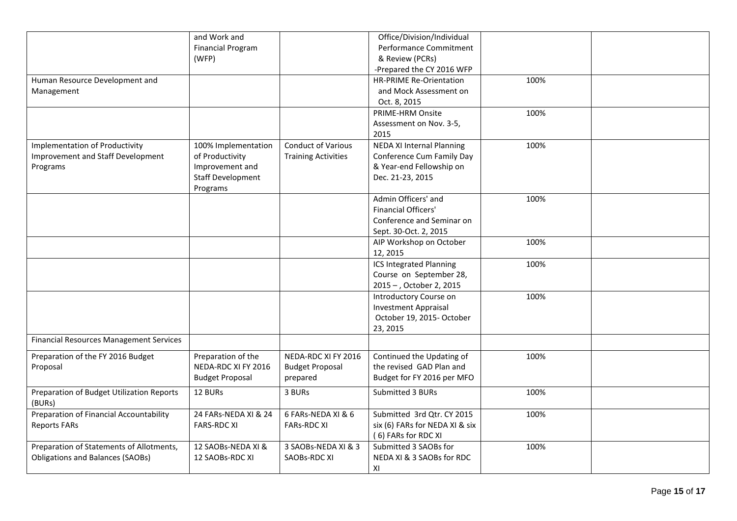| | | | | | |
|---|---|---|---|---|---|
| | and Work and Financial Program (WFP) | | Office/Division/Individual Performance Commitment & Review (PCRs) -Prepared the CY 2016 WFP | | |
| Human Resource Development and Management | | | HR-PRIME Re-Orientation and Mock Assessment on Oct. 8, 2015 | 100% | |
| | | | PRIME-HRM Onsite Assessment on Nov. 3-5, 2015 | 100% | |
| Implementation of Productivity Improvement and Staff Development Programs | 100% Implementation of Productivity Improvement and Staff Development Programs | Conduct of Various Training Activities | NEDA XI Internal Planning Conference Cum Family Day & Year-end Fellowship on Dec. 21-23, 2015 | 100% | |
| | | | Admin Officers' and Financial Officers' Conference and Seminar on Sept. 30-Oct. 2, 2015 | 100% | |
| | | | AIP Workshop on October 12, 2015 | 100% | |
| | | | ICS Integrated Planning Course on September 28, 2015 – , October 2, 2015 | 100% | |
| | | | Introductory Course on Investment Appraisal October 19, 2015- October 23, 2015 | 100% | |
| Financial Resources Management Services | | | | | |
| Preparation of the FY 2016 Budget Proposal | Preparation of the NEDA-RDC XI FY 2016 Budget Proposal | NEDA-RDC XI FY 2016 Budget Proposal prepared | Continued the Updating of the revised GAD Plan and Budget for FY 2016 per MFO | 100% | |
| Preparation of Budget Utilization Reports (BURs) | 12 BURs | 3 BURs | Submitted 3 BURs | 100% | |
| Preparation of Financial Accountability Reports FARs | 24 FARs-NEDA XI & 24 FARS-RDC XI | 6 FARs-NEDA XI & 6 FARs-RDC XI | Submitted 3rd Qtr. CY 2015 six (6) FARs for NEDA XI & six ( 6) FARs for RDC XI | 100% | |
| Preparation of Statements of Allotments, Obligations and Balances (SAOBs) | 12 SAOBs-NEDA XI & 12 SAOBs-RDC XI | 3 SAOBs-NEDA XI & 3 SAOBs-RDC XI | Submitted 3 SAOBs for NEDA XI & 3 SAOBs for RDC XI | 100% | |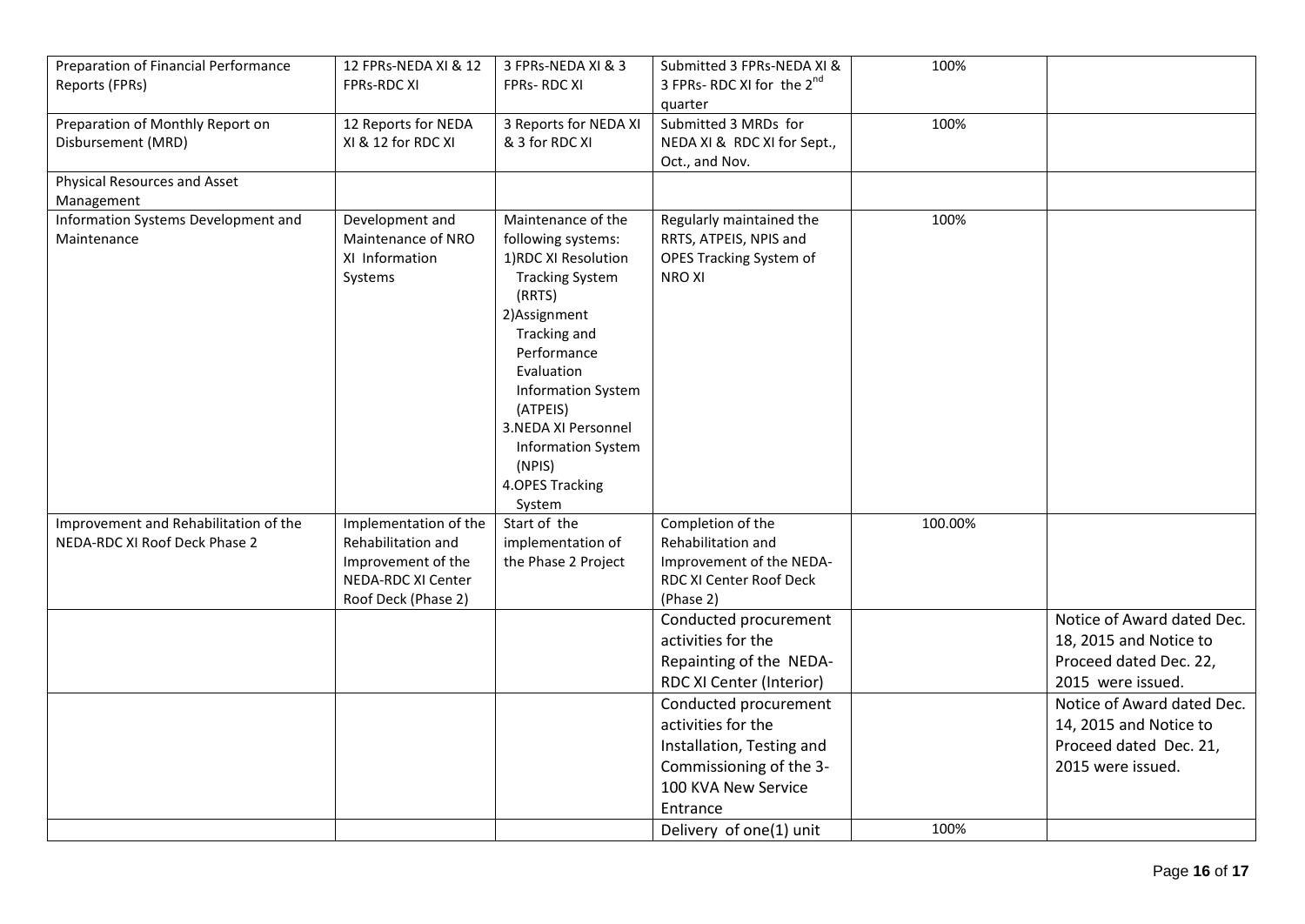| | | | | | |
|---|---|---|---|---|---|
| Preparation of Financial Performance Reports (FPRs) | 12 FPRs-NEDA XI & 12 FPRs-RDC XI | 3 FPRs-NEDA XI & 3 FPRs- RDC XI | Submitted 3 FPRs-NEDA XI & 3 FPRs- RDC XI for the 2nd quarter | 100% | |
| Preparation of Monthly Report on Disbursement (MRD) | 12 Reports for NEDA XI & 12 for RDC XI | 3 Reports for NEDA XI & 3 for RDC XI | Submitted 3 MRDs for NEDA XI & RDC XI for Sept., Oct., and Nov. | 100% | |
| Physical Resources and Asset Management | | | | | |
| Information Systems Development and Maintenance | Development and Maintenance of NRO XI Information Systems | Maintenance of the following systems:<br>1)RDC XI Resolution Tracking System (RRTS)<br>2)Assignment Tracking and Performance Evaluation Information System (ATPEIS)<br>3.NEDA XI Personnel Information System (NPIS)<br>4.OPES Tracking System | Regularly maintained the RRTS, ATPEIS, NPIS and OPES Tracking System of NRO XI | 100% | |
| Improvement and Rehabilitation of the NEDA-RDC XI Roof Deck Phase 2 | Implementation of the Rehabilitation and Improvement of the NEDA-RDC XI Center Roof Deck (Phase 2) | Start of the implementation of the Phase 2 Project | Completion of the Rehabilitation and Improvement of the NEDA-RDC XI Center Roof Deck (Phase 2) | 100.00% | |
| | | | Conducted procurement activities for the Repainting of the NEDA-RDC XI Center (Interior) | | Notice of Award dated Dec. 18, 2015 and Notice to Proceed dated Dec. 22, 2015 were issued. |
| | | | Conducted procurement activities for the Installation, Testing and Commissioning of the 3-100 KVA New Service Entrance | | Notice of Award dated Dec. 14, 2015 and Notice to Proceed dated Dec. 21, 2015 were issued. |
| | | | Delivery of one(1) unit | 100% | |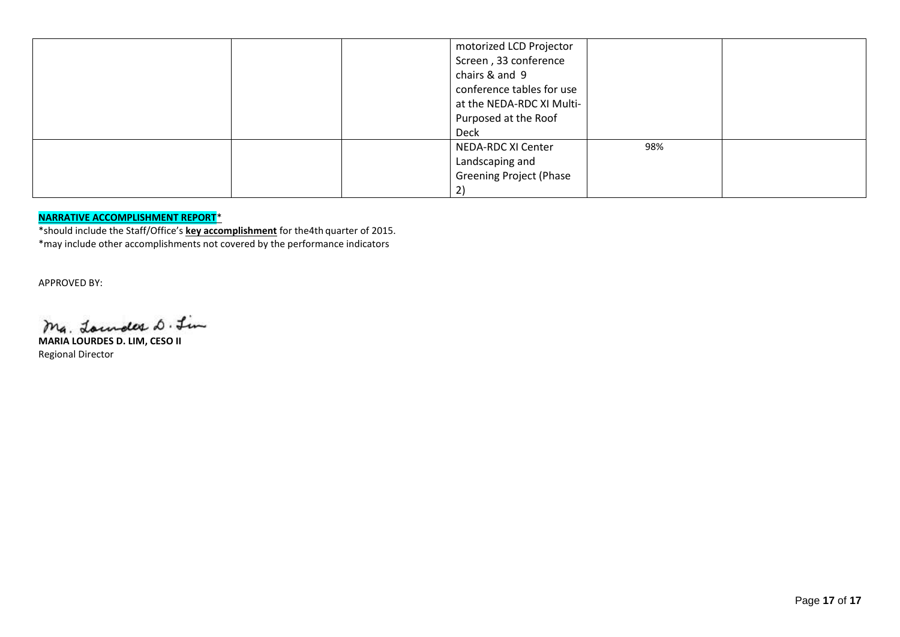| | | | | | |
|---|---|---|---|---|---|
| | | | motorized LCD Projector Screen , 33 conference chairs & and 9 conference tables for use at the NEDA-RDC XI Multi-Purposed at the Roof Deck | | |
| | | | NEDA-RDC XI Center Landscaping and Greening Project (Phase 2) | 98% | |

**NARRATIVE ACCOMPLISHMENT REPORT***

*should include the Staff/Office's **key accomplishment** for the4th quarter of 2015.
*may include other accomplishments not covered by the performance indicators

APPROVED BY:

Ma. Lourdes D. Lim

**MARIA LOURDES D. LIM, CESO II**
Regional Director